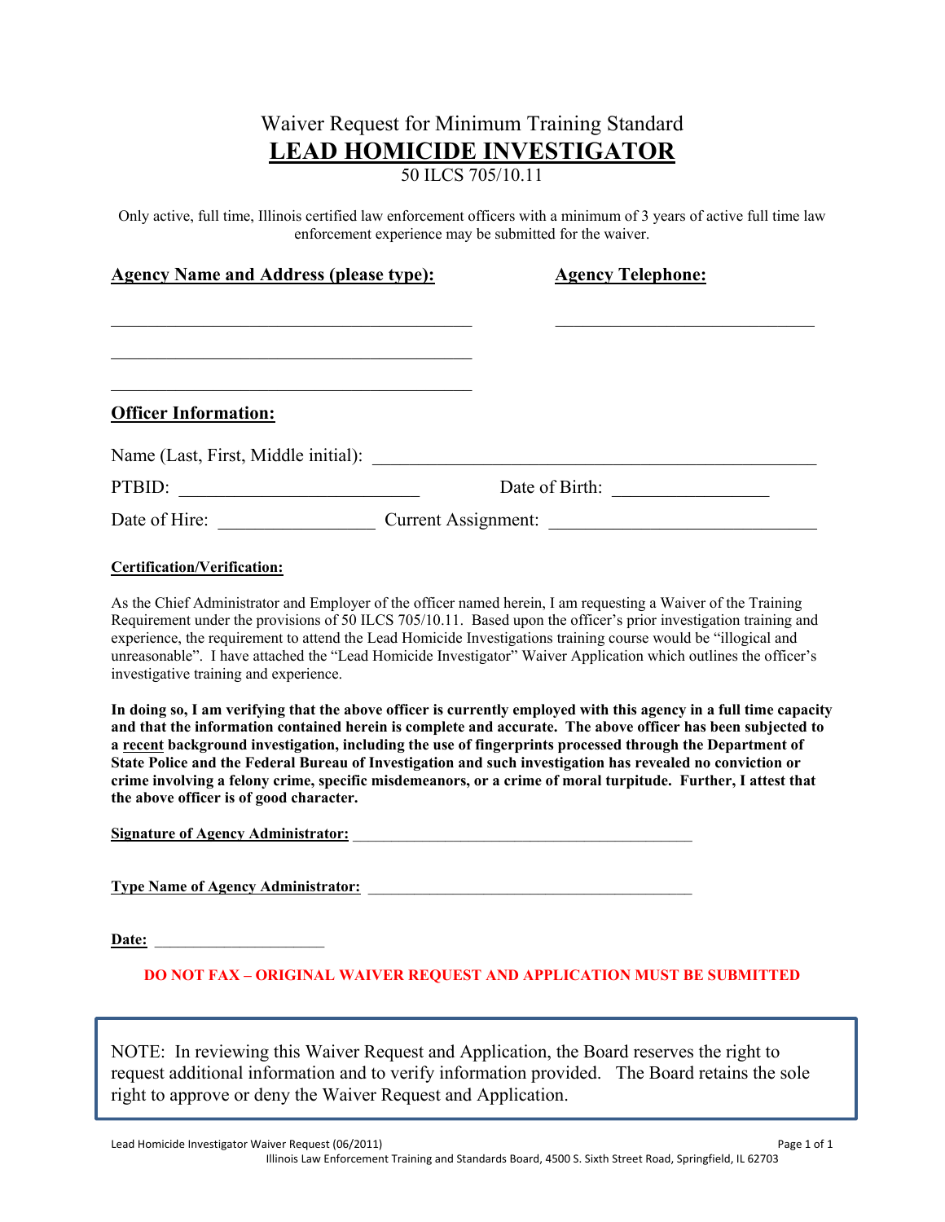# Waiver Request for Minimum Training Standard

# LEAD HOMICIDE INVESTIGATOR

50 ILCS 705/10.11

Only active, full time, Illinois certified law enforcement officers with a minimum of 3 years of active full time law enforcement experience may be submitted for the waiver.

**Agency Name and Address (please type):** \_\_\_\_\_\_\_\_\_\_\_\_\_\_\_\_\_\_\_\_\_\_\_\_\_\_\_\_\_\_\_\_\_\_\_\_\_\_

\_\_\_\_\_\_\_\_\_\_\_\_\_\_\_\_\_\_\_\_\_\_\_\_\_\_\_\_\_\_\_\_\_\_\_\_\_\_

\_\_\_\_\_\_\_\_\_\_\_\_\_\_\_\_\_\_\_\_\_\_\_\_\_\_\_\_\_\_\_\_\_\_\_\_\_\_

**Agency Telephone:** \_\_\_\_\_\_\_\_\_\_\_\_\_\_\_\_\_\_\_\_\_\_\_\_\_\_\_\_

## Officer Information:

Name (Last, First, Middle initial): \_\_\_\_\_\_\_\_\_\_\_\_\_\_\_\_\_\_\_\_\_\_\_\_\_\_\_\_\_\_\_\_\_\_\_\_\_\_\_\_\_\_\_\_

PTBID: \_\_\_\_\_\_\_\_\_\_\_\_\_\_\_\_\_\_\_\_\_\_\_ Date of Birth: \_\_\_\_\_\_\_\_\_\_\_\_\_\_\_\_

Date of Hire: \_\_\_\_\_\_\_\_\_\_\_\_\_\_\_\_ Current Assignment: \_\_\_\_\_\_\_\_\_\_\_\_\_\_\_\_\_\_\_\_\_\_\_\_\_\_

### Certification/Verification:

As the Chief Administrator and Employer of the officer named herein, I am requesting a Waiver of the Training Requirement under the provisions of 50 ILCS 705/10.11. Based upon the officer's prior investigation training and experience, the requirement to attend the Lead Homicide Investigations training course would be "illogical and unreasonable". I have attached the "Lead Homicide Investigator" Waiver Application which outlines the officer's investigative training and experience.

**In doing so, I am verifying that the above officer is currently employed with this agency in a full time capacity and that the information contained herein is complete and accurate. The above officer has been subjected to a recent background investigation, including the use of fingerprints processed through the Department of State Police and the Federal Bureau of Investigation and such investigation has revealed no conviction or crime involving a felony crime, specific misdemeanors, or a crime of moral turpitude. Further, I attest that the above officer is of good character.**

**Signature of Agency Administrator:** \_\_\_\_\_\_\_\_\_\_\_\_\_\_\_\_\_\_\_\_\_\_\_\_\_\_\_\_\_\_\_\_\_\_\_\_\_\_

**Type Name of Agency Administrator:** \_\_\_\_\_\_\_\_\_\_\_\_\_\_\_\_\_\_\_\_\_\_\_\_\_\_\_\_\_\_\_\_\_\_\_\_\_

**Date:** \_\_\_\_\_\_\_\_\_\_\_\_\_\_\_\_\_\_\_\_

**DO NOT FAX – ORIGINAL WAIVER REQUEST AND APPLICATION MUST BE SUBMITTED**

NOTE: In reviewing this Waiver Request and Application, the Board reserves the right to request additional information and to verify information provided. The Board retains the sole right to approve or deny the Waiver Request and Application.

Lead Homicide Investigator Waiver Request (06/2011)

Illinois Law Enforcement Training and Standards Board, 4500 S. Sixth Street Road, Springfield, IL 62703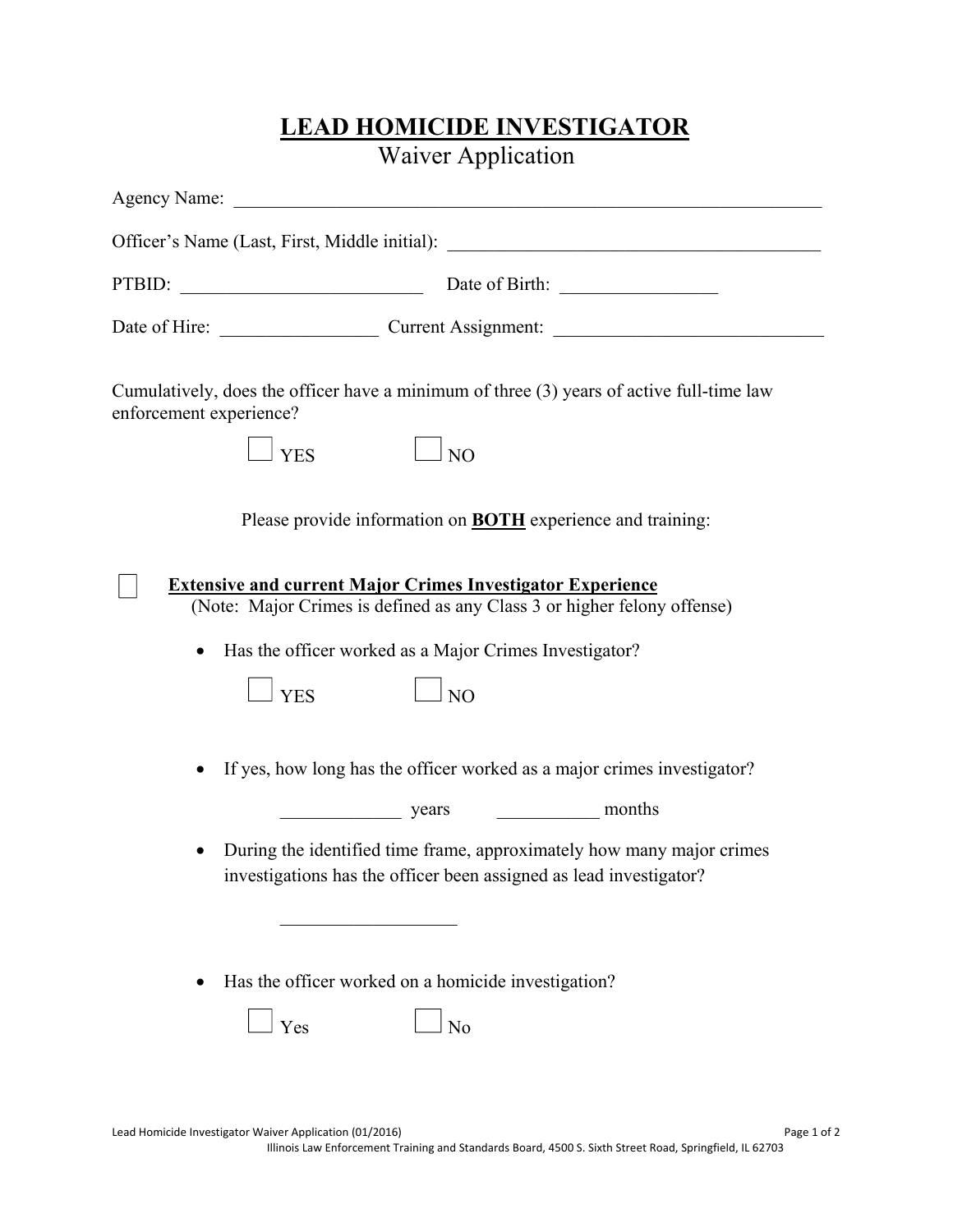# LEAD HOMICIDE INVESTIGATOR

## Waiver Application

Agency Name: ___________________________________________________________________

Officer's Name (Last, First, Middle initial): ________________________________________

PTBID: __________________________ Date of Birth: ________________

Date of Hire: _________________ Current Assignment: _____________________________

Cumulatively, does the officer have a minimum of three (3) years of active full-time law enforcement experience?

☐ YES ☐ NO

Please provide information on **BOTH** experience and training:

☐ **Extensive and current Major Crimes Investigator Experience**
(Note: Major Crimes is defined as any Class 3 or higher felony offense)

- Has the officer worked as a Major Crimes Investigator?

  ☐ YES ☐ NO

- If yes, how long has the officer worked as a major crimes investigator?

  _____________ years ___________ months

- During the identified time frame, approximately how many major crimes investigations has the officer been assigned as lead investigator?

  __________________

- Has the officer worked on a homicide investigation?

  ☐ Yes ☐ No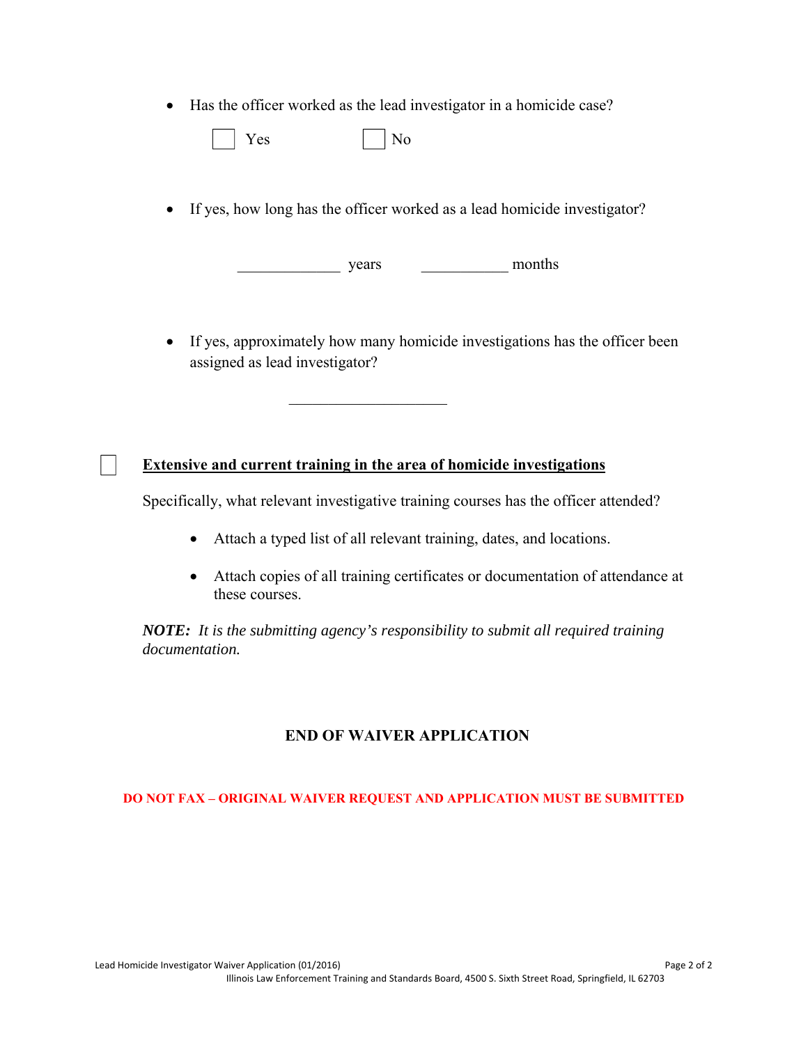- Has the officer worked as the lead investigator in a homicide case?

  ☐ Yes ☐ No

- If yes, how long has the officer worked as a lead homicide investigator?

  _____________ years ___________ months

- If yes, approximately how many homicide investigations has the officer been assigned as lead investigator?

  ____________________

☐ **Extensive and current training in the area of homicide investigations**

Specifically, what relevant investigative training courses has the officer attended?

- Attach a typed list of all relevant training, dates, and locations.
- Attach copies of all training certificates or documentation of attendance at these courses.

***NOTE:*** *It is the submitting agency's responsibility to submit all required training documentation.*

**END OF WAIVER APPLICATION**

**DO NOT FAX – ORIGINAL WAIVER REQUEST AND APPLICATION MUST BE SUBMITTED**